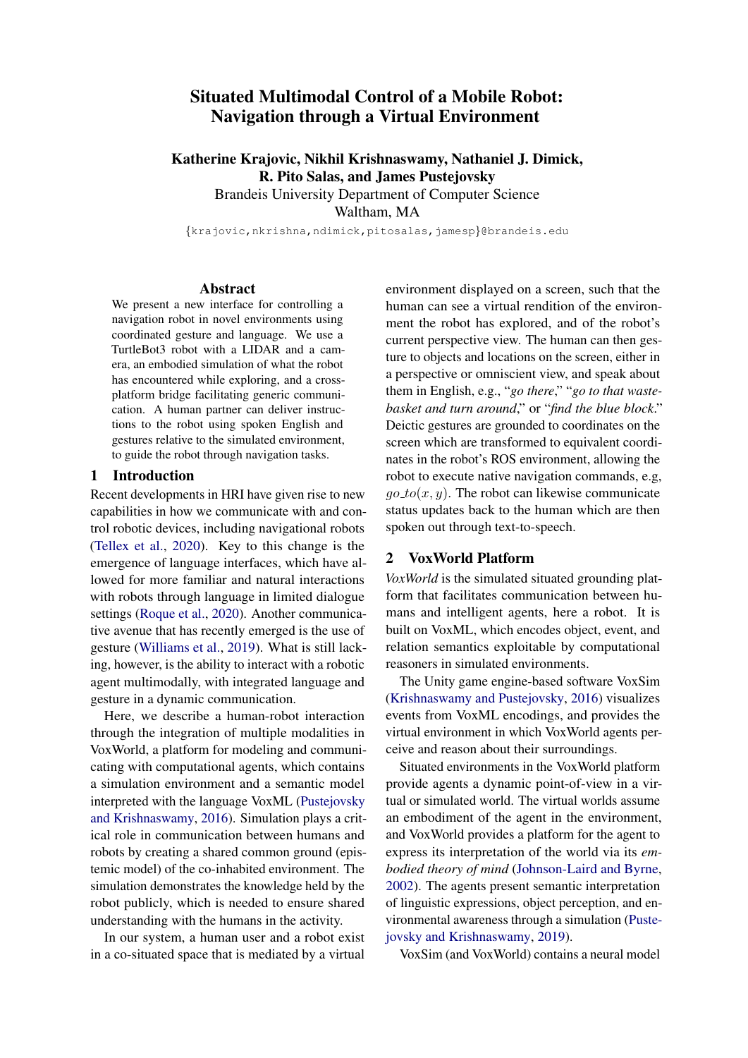# Situated Multimodal Control of a Mobile Robot: Navigation through a Virtual Environment

**Katherine Krajovic, Nikhil Krishnaswamy, Nathaniel J. Dimick, R. Pito Salas, and James Pustejovsky**

Brandeis University Department of Computer Science
Waltham, MA

{krajovic,nkrishna,ndimick,pitosalas,jamesp}@brandeis.edu

## Abstract

We present a new interface for controlling a navigation robot in novel environments using coordinated gesture and language. We use a TurtleBot3 robot with a LIDAR and a camera, an embodied simulation of what the robot has encountered while exploring, and a cross-platform bridge facilitating generic communication. A human partner can deliver instructions to the robot using spoken English and gestures relative to the simulated environment, to guide the robot through navigation tasks.

## 1 Introduction

Recent developments in HRI have given rise to new capabilities in how we communicate with and control robotic devices, including navigational robots (Tellex et al., 2020). Key to this change is the emergence of language interfaces, which have allowed for more familiar and natural interactions with robots through language in limited dialogue settings (Roque et al., 2020). Another communicative avenue that has recently emerged is the use of gesture (Williams et al., 2019). What is still lacking, however, is the ability to interact with a robotic agent multimodally, with integrated language and gesture in a dynamic communication.

Here, we describe a human-robot interaction through the integration of multiple modalities in VoxWorld, a platform for modeling and communicating with computational agents, which contains a simulation environment and a semantic model interpreted with the language VoxML (Pustejovsky and Krishnaswamy, 2016). Simulation plays a critical role in communication between humans and robots by creating a shared common ground (epistemic model) of the co-inhabited environment. The simulation demonstrates the knowledge held by the robot publicly, which is needed to ensure shared understanding with the humans in the activity.

In our system, a human user and a robot exist in a co-situated space that is mediated by a virtual environment displayed on a screen, such that the human can see a virtual rendition of the environment the robot has explored, and of the robot's current perspective view. The human can then gesture to objects and locations on the screen, either in a perspective or omniscient view, and speak about them in English, e.g., "*go there*," "*go to that wastebasket and turn around*," or "*find the blue block*." Deictic gestures are grounded to coordinates on the screen which are transformed to equivalent coordinates in the robot's ROS environment, allowing the robot to execute native navigation commands, e.g, $go\_to(x, y)$. The robot can likewise communicate status updates back to the human which are then spoken out through text-to-speech.

## 2 VoxWorld Platform

*VoxWorld* is the simulated situated grounding platform that facilitates communication between humans and intelligent agents, here a robot. It is built on VoxML, which encodes object, event, and relation semantics exploitable by computational reasoners in simulated environments.

The Unity game engine-based software VoxSim (Krishnaswamy and Pustejovsky, 2016) visualizes events from VoxML encodings, and provides the virtual environment in which VoxWorld agents perceive and reason about their surroundings.

Situated environments in the VoxWorld platform provide agents a dynamic point-of-view in a virtual or simulated world. The virtual worlds assume an embodiment of the agent in the environment, and VoxWorld provides a platform for the agent to express its interpretation of the world via its *embodied theory of mind* (Johnson-Laird and Byrne, 2002). The agents present semantic interpretation of linguistic expressions, object perception, and environmental awareness through a simulation (Pustejovsky and Krishnaswamy, 2019).

VoxSim (and VoxWorld) contains a neural model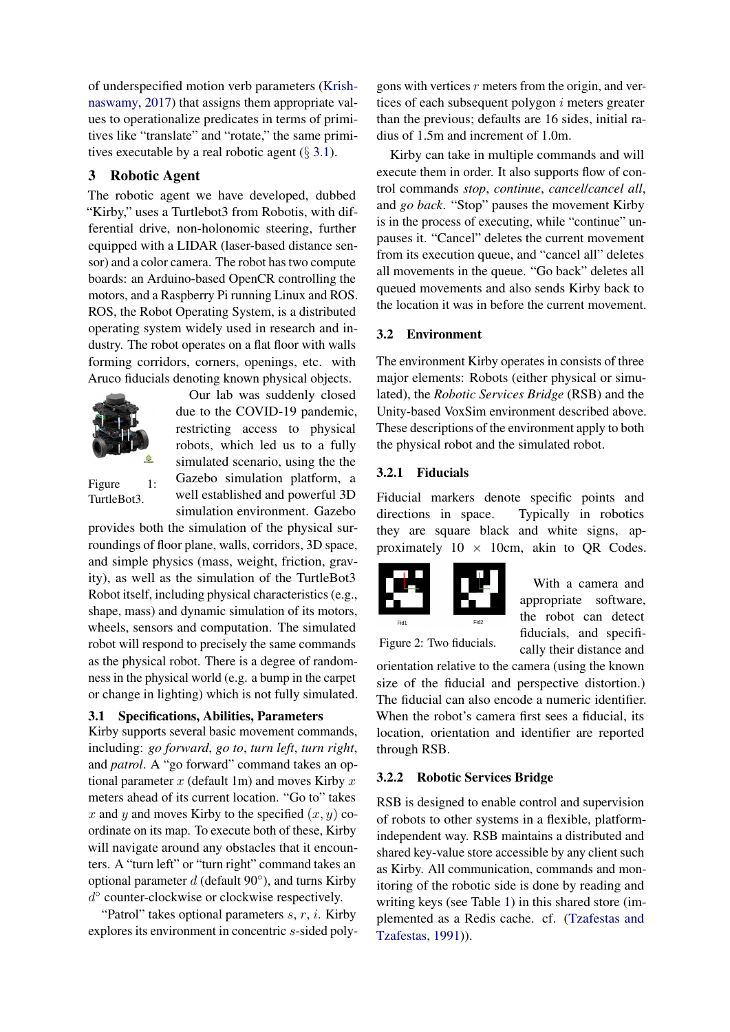of underspecified motion verb parameters (Krishnaswamy, 2017) that assigns them appropriate values to operationalize predicates in terms of primitives like "translate" and "rotate," the same primitives executable by a real robotic agent (§ 3.1).

## 3 Robotic Agent

The robotic agent we have developed, dubbed "Kirby," uses a Turtlebot3 from Robotis, with differential drive, non-holonomic steering, further equipped with a LIDAR (laser-based distance sensor) and a color camera. The robot has two compute boards: an Arduino-based OpenCR controlling the motors, and a Raspberry Pi running Linux and ROS. ROS, the Robot Operating System, is a distributed operating system widely used in research and industry. The robot operates on a flat floor with walls forming corridors, corners, openings, etc. with Aruco fiducials denoting known physical objects.

Figure 1: TurtleBot3.

Our lab was suddenly closed due to the COVID-19 pandemic, restricting access to physical robots, which led us to a fully simulated scenario, using the the Gazebo simulation platform, a well established and powerful 3D simulation environment. Gazebo provides both the simulation of the physical surroundings of floor plane, walls, corridors, 3D space, and simple physics (mass, weight, friction, gravity), as well as the simulation of the TurtleBot3 Robot itself, including physical characteristics (e.g., shape, mass) and dynamic simulation of its motors, wheels, sensors and computation. The simulated robot will respond to precisely the same commands as the physical robot. There is a degree of randomness in the physical world (e.g. a bump in the carpet or change in lighting) which is not fully simulated.

### 3.1 Specifications, Abilities, Parameters

Kirby supports several basic movement commands, including: *go forward*, *go to*, *turn left*, *turn right*, and *patrol*. A "go forward" command takes an optional parameter $x$ (default 1m) and moves Kirby $x$ meters ahead of its current location. "Go to" takes $x$ and $y$ and moves Kirby to the specified $(x, y)$ coordinate on its map. To execute both of these, Kirby will navigate around any obstacles that it encounters. A "turn left" or "turn right" command takes an optional parameter $d$ (default 90°), and turns Kirby $d^\circ$ counter-clockwise or clockwise respectively.

"Patrol" takes optional parameters $s$, $r$, $i$. Kirby explores its environment in concentric $s$-sided polygons with vertices $r$ meters from the origin, and vertices of each subsequent polygon $i$ meters greater than the previous; defaults are 16 sides, initial radius of 1.5m and increment of 1.0m.

Kirby can take in multiple commands and will execute them in order. It also supports flow of control commands *stop*, *continue*, *cancel/cancel all*, and *go back*. "Stop" pauses the movement Kirby is in the process of executing, while "continue" unpauses it. "Cancel" deletes the current movement from its execution queue, and "cancel all" deletes all movements in the queue. "Go back" deletes all queued movements and also sends Kirby back to the location it was in before the current movement.

### 3.2 Environment

The environment Kirby operates in consists of three major elements: Robots (either physical or simulated), the *Robotic Services Bridge* (RSB) and the Unity-based VoxSim environment described above. These descriptions of the environment apply to both the physical robot and the simulated robot.

#### 3.2.1 Fiducials

Fiducial markers denote specific points and directions in space. Typically in robotics they are square black and white signs, approximately 10 × 10cm, akin to QR Codes.

Figure 2: Two fiducials.

With a camera and appropriate software, the robot can detect fiducials, and specifically their distance and orientation relative to the camera (using the known size of the fiducial and perspective distortion.) The fiducial can also encode a numeric identifier. When the robot's camera first sees a fiducial, its location, orientation and identifier are reported through RSB.

#### 3.2.2 Robotic Services Bridge

RSB is designed to enable control and supervision of robots to other systems in a flexible, platform-independent way. RSB maintains a distributed and shared key-value store accessible by any client such as Kirby. All communication, commands and monitoring of the robotic side is done by reading and writing keys (see Table 1) in this shared store (implemented as a Redis cache. cf. (Tzafestas and Tzafestas, 1991)).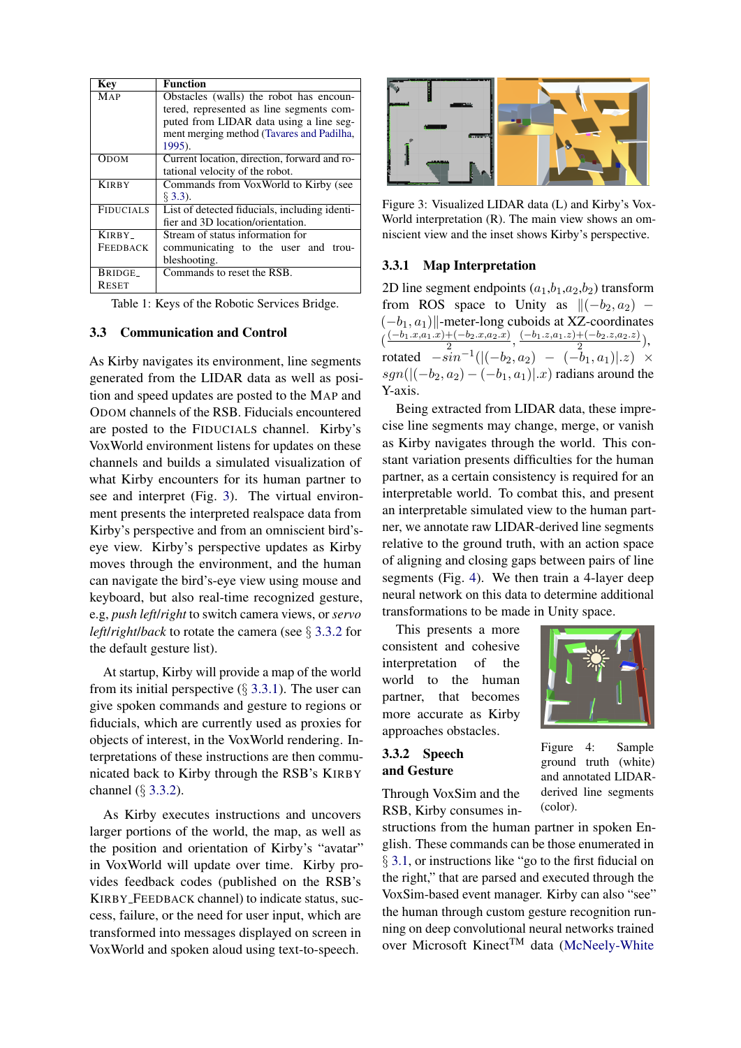| Key | Function |
|---|---|
| MAP | Obstacles (walls) the robot has encountered, represented as line segments computed from LIDAR data using a line segment merging method (Tavares and Padilha, 1995). |
| ODOM | Current location, direction, forward and rotational velocity of the robot. |
| KIRBY | Commands from VoxWorld to Kirby (see § 3.3). |
| FIDUCIALS | List of detected fiducials, including identifier and 3D location/orientation. |
| KIRBY_FEEDBACK | Stream of status information for communicating to the user and troubleshooting. |
| BRIDGE_RESET | Commands to reset the RSB. |

Table 1: Keys of the Robotic Services Bridge.

### 3.3 Communication and Control

As Kirby navigates its environment, line segments generated from the LIDAR data as well as position and speed updates are posted to the MAP and ODOM channels of the RSB. Fiducials encountered are posted to the FIDUCIALS channel. Kirby's VoxWorld environment listens for updates on these channels and builds a simulated visualization of what Kirby encounters for its human partner to see and interpret (Fig. 3). The virtual environment presents the interpreted realspace data from Kirby's perspective and from an omniscient bird's-eye view. Kirby's perspective updates as Kirby moves through the environment, and the human can navigate the bird's-eye view using mouse and keyboard, but also real-time recognized gesture, e.g, *push left/right* to switch camera views, or *servo left/right/back* to rotate the camera (see § 3.3.2 for the default gesture list).

At startup, Kirby will provide a map of the world from its initial perspective (§ 3.3.1). The user can give spoken commands and gesture to regions or fiducials, which are currently used as proxies for objects of interest, in the VoxWorld rendering. Interpretations of these instructions are then communicated back to Kirby through the RSB's KIRBY channel (§ 3.3.2).

As Kirby executes instructions and uncovers larger portions of the world, the map, as well as the position and orientation of Kirby's "avatar" in VoxWorld will update over time. Kirby provides feedback codes (published on the RSB's KIRBY_FEEDBACK channel) to indicate status, success, failure, or the need for user input, which are transformed into messages displayed on screen in VoxWorld and spoken aloud using text-to-speech.

Figure 3: Visualized LIDAR data (L) and Kirby's VoxWorld interpretation (R). The main view shows an omniscient view and the inset shows Kirby's perspective.

#### 3.3.1 Map Interpretation

2D line segment endpoints ($a_1$,$b_1$,$a_2$,$b_2$) transform from ROS space to Unity as $\|(-b_2, a_2) - (-b_1, a_1)\|$-meter-long cuboids at XZ-coordinates $(\frac{(-b_1.x, a_1.x)+(-b_2.x, a_2.x)}{2}, \frac{(-b_1.z, a_1.z)+(-b_2.z, a_2.z)}{2})$, rotated $-sin^{-1}(|(-b_2, a_2) - (-b_1, a_1)|.z) \times sgn(|(-b_2, a_2) - (-b_1, a_1)|.x)$ radians around the Y-axis.

Being extracted from LIDAR data, these imprecise line segments may change, merge, or vanish as Kirby navigates through the world. This constant variation presents difficulties for the human partner, as a certain consistency is required for an interpretable world. To combat this, and present an interpretable simulated view to the human partner, we annotate raw LIDAR-derived line segments relative to the ground truth, with an action space of aligning and closing gaps between pairs of line segments (Fig. 4). We then train a 4-layer deep neural network on this data to determine additional transformations to be made in Unity space.

This presents a more consistent and cohesive interpretation of the world to the human partner, that becomes more accurate as Kirby approaches obstacles.

Figure 4: Sample ground truth (white) and annotated LIDAR-derived line segments (color).

#### 3.3.2 Speech and Gesture

Through VoxSim and the RSB, Kirby consumes instructions from the human partner in spoken English. These commands can be those enumerated in § 3.1, or instructions like "go to the first fiducial on the right," that are parsed and executed through the VoxSim-based event manager. Kirby can also "see" the human through custom gesture recognition running on deep convolutional neural networks trained over Microsoft Kinect™ data (McNeely-White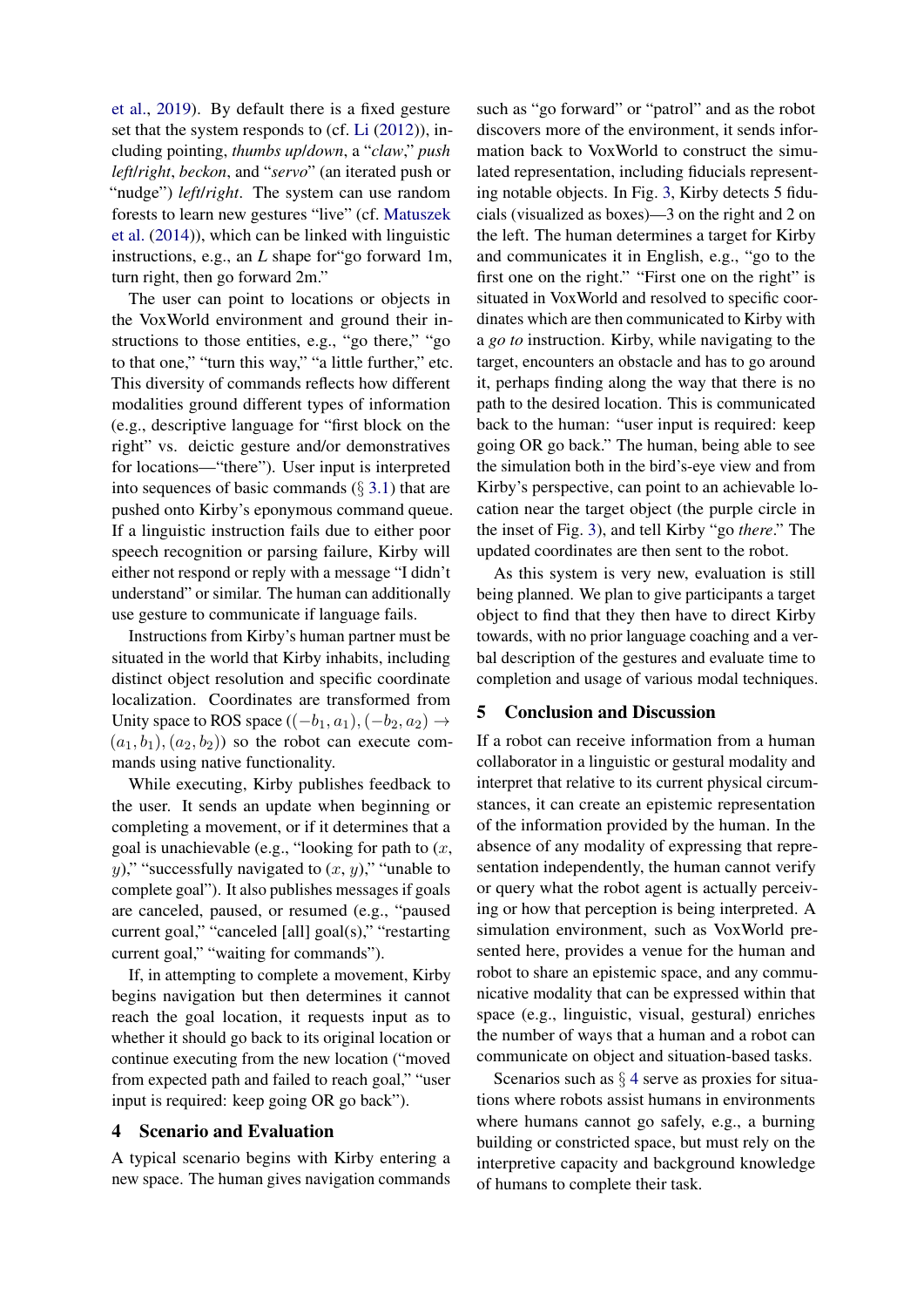et al., 2019). By default there is a fixed gesture set that the system responds to (cf. Li (2012)), including pointing, *thumbs up/down*, a "*claw*," *push left/right*, *beckon*, and "*servo*" (an iterated push or "nudge") *left/right*. The system can use random forests to learn new gestures "live" (cf. Matuszek et al. (2014)), which can be linked with linguistic instructions, e.g., an *L* shape for"go forward 1m, turn right, then go forward 2m."

The user can point to locations or objects in the VoxWorld environment and ground their instructions to those entities, e.g., "go there," "go to that one," "turn this way," "a little further," etc. This diversity of commands reflects how different modalities ground different types of information (e.g., descriptive language for "first block on the right" vs. deictic gesture and/or demonstratives for locations—"there"). User input is interpreted into sequences of basic commands (§ 3.1) that are pushed onto Kirby's eponymous command queue. If a linguistic instruction fails due to either poor speech recognition or parsing failure, Kirby will either not respond or reply with a message "I didn't understand" or similar. The human can additionally use gesture to communicate if language fails.

Instructions from Kirby's human partner must be situated in the world that Kirby inhabits, including distinct object resolution and specific coordinate localization. Coordinates are transformed from Unity space to ROS space ($(-b_1, a_1), (-b_2, a_2) \rightarrow (a_1, b_1), (a_2, b_2)$) so the robot can execute commands using native functionality.

While executing, Kirby publishes feedback to the user. It sends an update when beginning or completing a movement, or if it determines that a goal is unachievable (e.g., "looking for path to ($x$, $y$)," "successfully navigated to ($x$, $y$)," "unable to complete goal"). It also publishes messages if goals are canceled, paused, or resumed (e.g., "paused current goal," "canceled [all] goal(s)," "restarting current goal," "waiting for commands").

If, in attempting to complete a movement, Kirby begins navigation but then determines it cannot reach the goal location, it requests input as to whether it should go back to its original location or continue executing from the new location ("moved from expected path and failed to reach goal," "user input is required: keep going OR go back").

## 4 Scenario and Evaluation

A typical scenario begins with Kirby entering a new space. The human gives navigation commands such as "go forward" or "patrol" and as the robot discovers more of the environment, it sends information back to VoxWorld to construct the simulated representation, including fiducials representing notable objects. In Fig. 3, Kirby detects 5 fiducials (visualized as boxes)—3 on the right and 2 on the left. The human determines a target for Kirby and communicates it in English, e.g., "go to the first one on the right." "First one on the right" is situated in VoxWorld and resolved to specific coordinates which are then communicated to Kirby with a *go to* instruction. Kirby, while navigating to the target, encounters an obstacle and has to go around it, perhaps finding along the way that there is no path to the desired location. This is communicated back to the human: "user input is required: keep going OR go back." The human, being able to see the simulation both in the bird's-eye view and from Kirby's perspective, can point to an achievable location near the target object (the purple circle in the inset of Fig. 3), and tell Kirby "go *there*." The updated coordinates are then sent to the robot.

As this system is very new, evaluation is still being planned. We plan to give participants a target object to find that they then have to direct Kirby towards, with no prior language coaching and a verbal description of the gestures and evaluate time to completion and usage of various modal techniques.

## 5 Conclusion and Discussion

If a robot can receive information from a human collaborator in a linguistic or gestural modality and interpret that relative to its current physical circumstances, it can create an epistemic representation of the information provided by the human. In the absence of any modality of expressing that representation independently, the human cannot verify or query what the robot agent is actually perceiving or how that perception is being interpreted. A simulation environment, such as VoxWorld presented here, provides a venue for the human and robot to share an epistemic space, and any communicative modality that can be expressed within that space (e.g., linguistic, visual, gestural) enriches the number of ways that a human and a robot can communicate on object and situation-based tasks.

Scenarios such as § 4 serve as proxies for situations where robots assist humans in environments where humans cannot go safely, e.g., a burning building or constricted space, but must rely on the interpretive capacity and background knowledge of humans to complete their task.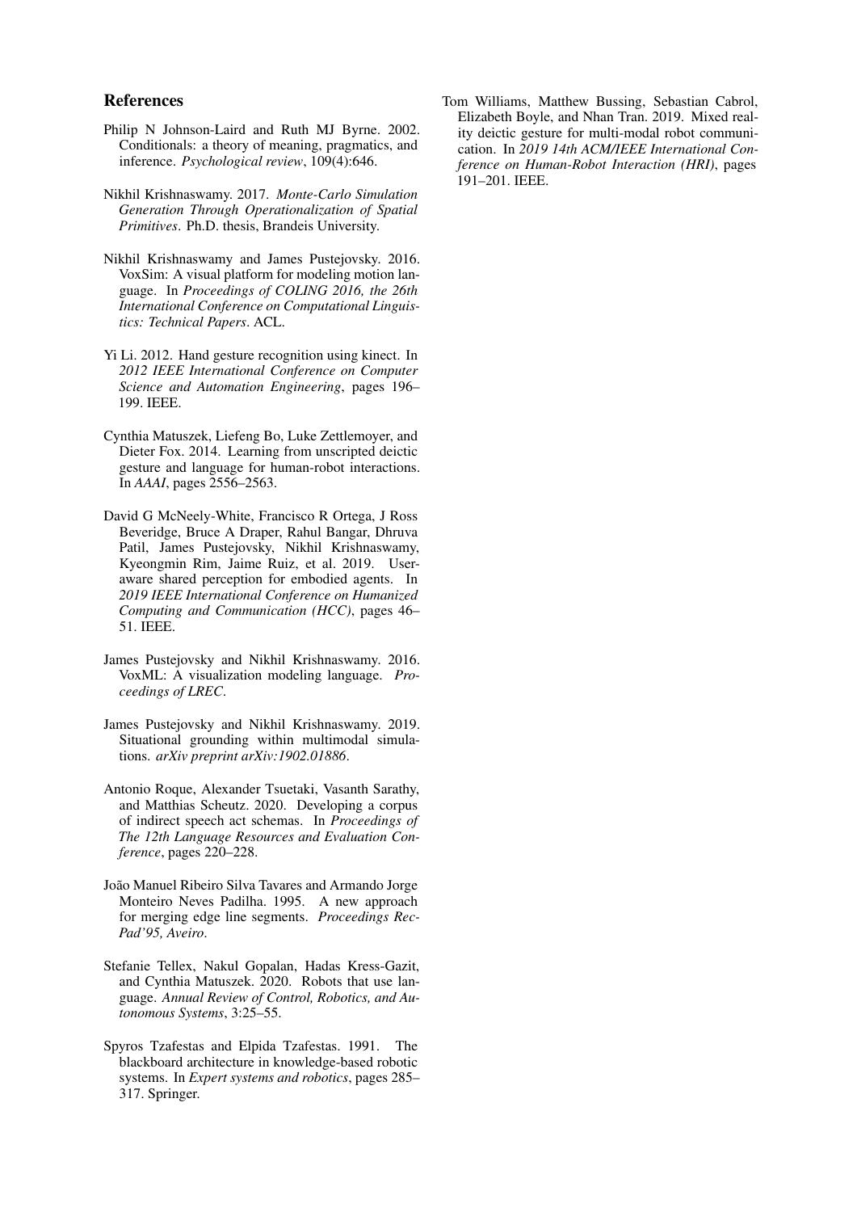## References

Philip N Johnson-Laird and Ruth MJ Byrne. 2002. Conditionals: a theory of meaning, pragmatics, and inference. *Psychological review*, 109(4):646.

Nikhil Krishnaswamy. 2017. *Monte-Carlo Simulation Generation Through Operationalization of Spatial Primitives*. Ph.D. thesis, Brandeis University.

Nikhil Krishnaswamy and James Pustejovsky. 2016. VoxSim: A visual platform for modeling motion language. In *Proceedings of COLING 2016, the 26th International Conference on Computational Linguistics: Technical Papers*. ACL.

Yi Li. 2012. Hand gesture recognition using kinect. In *2012 IEEE International Conference on Computer Science and Automation Engineering*, pages 196–199. IEEE.

Cynthia Matuszek, Liefeng Bo, Luke Zettlemoyer, and Dieter Fox. 2014. Learning from unscripted deictic gesture and language for human-robot interactions. In *AAAI*, pages 2556–2563.

David G McNeely-White, Francisco R Ortega, J Ross Beveridge, Bruce A Draper, Rahul Bangar, Dhruva Patil, James Pustejovsky, Nikhil Krishnaswamy, Kyeongmin Rim, Jaime Ruiz, et al. 2019. User-aware shared perception for embodied agents. In *2019 IEEE International Conference on Humanized Computing and Communication (HCC)*, pages 46–51. IEEE.

James Pustejovsky and Nikhil Krishnaswamy. 2016. VoxML: A visualization modeling language. *Proceedings of LREC*.

James Pustejovsky and Nikhil Krishnaswamy. 2019. Situational grounding within multimodal simulations. *arXiv preprint arXiv:1902.01886*.

Antonio Roque, Alexander Tsuetaki, Vasanth Sarathy, and Matthias Scheutz. 2020. Developing a corpus of indirect speech act schemas. In *Proceedings of The 12th Language Resources and Evaluation Conference*, pages 220–228.

João Manuel Ribeiro Silva Tavares and Armando Jorge Monteiro Neves Padilha. 1995. A new approach for merging edge line segments. *Proceedings Rec-Pad'95, Aveiro*.

Stefanie Tellex, Nakul Gopalan, Hadas Kress-Gazit, and Cynthia Matuszek. 2020. Robots that use language. *Annual Review of Control, Robotics, and Autonomous Systems*, 3:25–55.

Spyros Tzafestas and Elpida Tzafestas. 1991. The blackboard architecture in knowledge-based robotic systems. In *Expert systems and robotics*, pages 285–317. Springer.

Tom Williams, Matthew Bussing, Sebastian Cabrol, Elizabeth Boyle, and Nhan Tran. 2019. Mixed reality deictic gesture for multi-modal robot communication. In *2019 14th ACM/IEEE International Conference on Human-Robot Interaction (HRI)*, pages 191–201. IEEE.